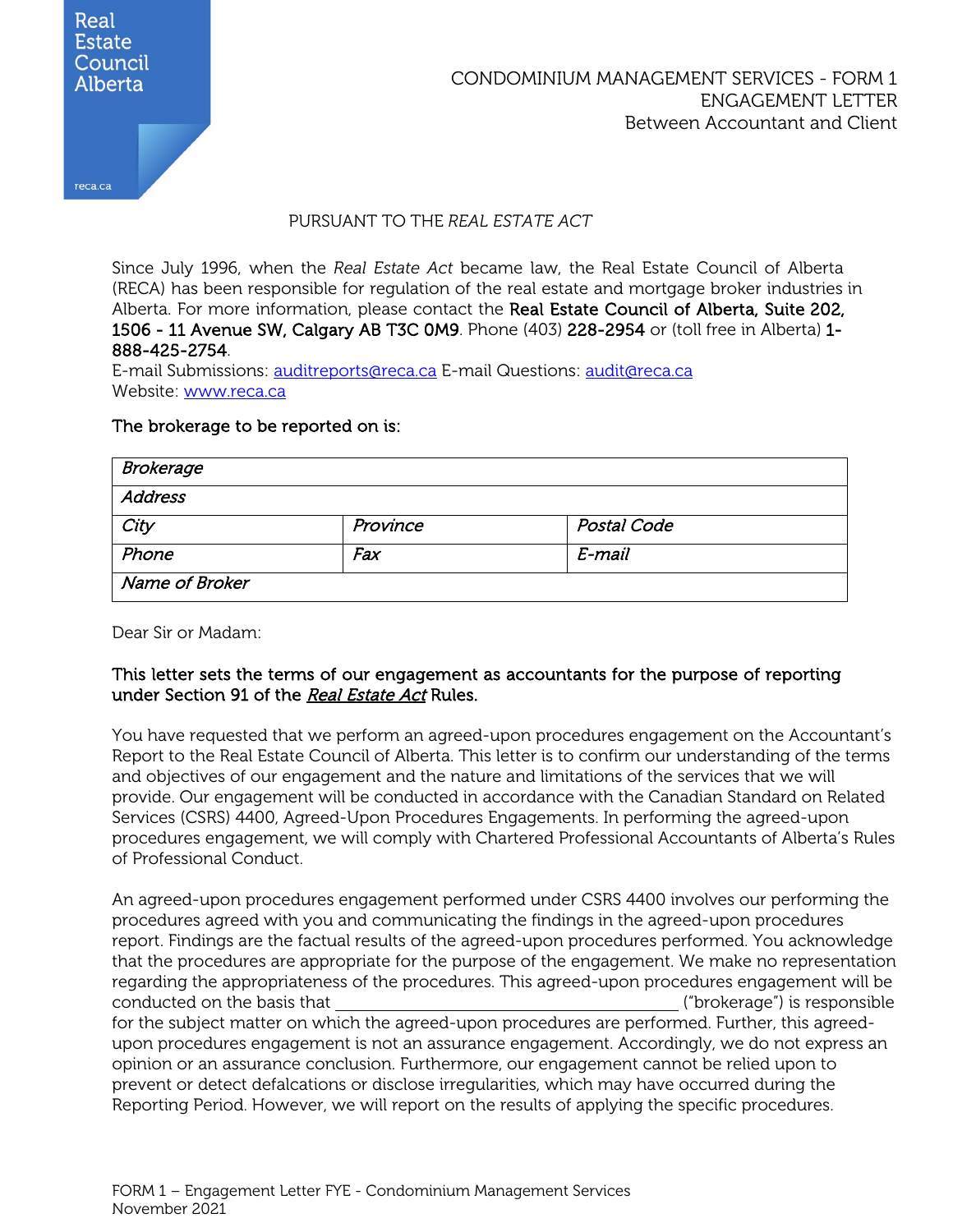Real Estate Council Alberta

reca.ca

# CONDOMINIUM MANAGEMENT SERVICES - FORM 1
## ENGAGEMENT LETTER
### Between Accountant and Client

PURSUANT TO THE *REAL ESTATE ACT*

Since July 1996, when the *Real Estate Act* became law, the Real Estate Council of Alberta (RECA) has been responsible for regulation of the real estate and mortgage broker industries in Alberta. For more information, please contact the **Real Estate Council of Alberta, Suite 202, 1506 - 11 Avenue SW, Calgary AB T3C 0M9**. Phone (403) **228-2954** or (toll free in Alberta) **1-888-425-2754**.
E-mail Submissions: auditreports@reca.ca E-mail Questions: audit@reca.ca
Website: www.reca.ca

**The brokerage to be reported on is:**

| *Brokerage* | | |
|---|---|---|
| *Address* | | |
| *City* | *Province* | *Postal Code* |
| *Phone* | *Fax* | *E-mail* |
| *Name of Broker* | | |

Dear Sir or Madam:

**This letter sets the terms of our engagement as accountants for the purpose of reporting under Section 91 of the *Real Estate Act* Rules.**

You have requested that we perform an agreed-upon procedures engagement on the Accountant's Report to the Real Estate Council of Alberta. This letter is to confirm our understanding of the terms and objectives of our engagement and the nature and limitations of the services that we will provide. Our engagement will be conducted in accordance with the Canadian Standard on Related Services (CSRS) 4400, Agreed-Upon Procedures Engagements. In performing the agreed-upon procedures engagement, we will comply with Chartered Professional Accountants of Alberta's Rules of Professional Conduct.

An agreed-upon procedures engagement performed under CSRS 4400 involves our performing the procedures agreed with you and communicating the findings in the agreed-upon procedures report. Findings are the factual results of the agreed-upon procedures performed. You acknowledge that the procedures are appropriate for the purpose of the engagement. We make no representation regarding the appropriateness of the procedures. This agreed-upon procedures engagement will be conducted on the basis that ______________________________ ("brokerage") is responsible for the subject matter on which the agreed-upon procedures are performed. Further, this agreed-upon procedures engagement is not an assurance engagement. Accordingly, we do not express an opinion or an assurance conclusion. Furthermore, our engagement cannot be relied upon to prevent or detect defalcations or disclose irregularities, which may have occurred during the Reporting Period. However, we will report on the results of applying the specific procedures.

FORM 1 – Engagement Letter FYE - Condominium Management Services
November 2021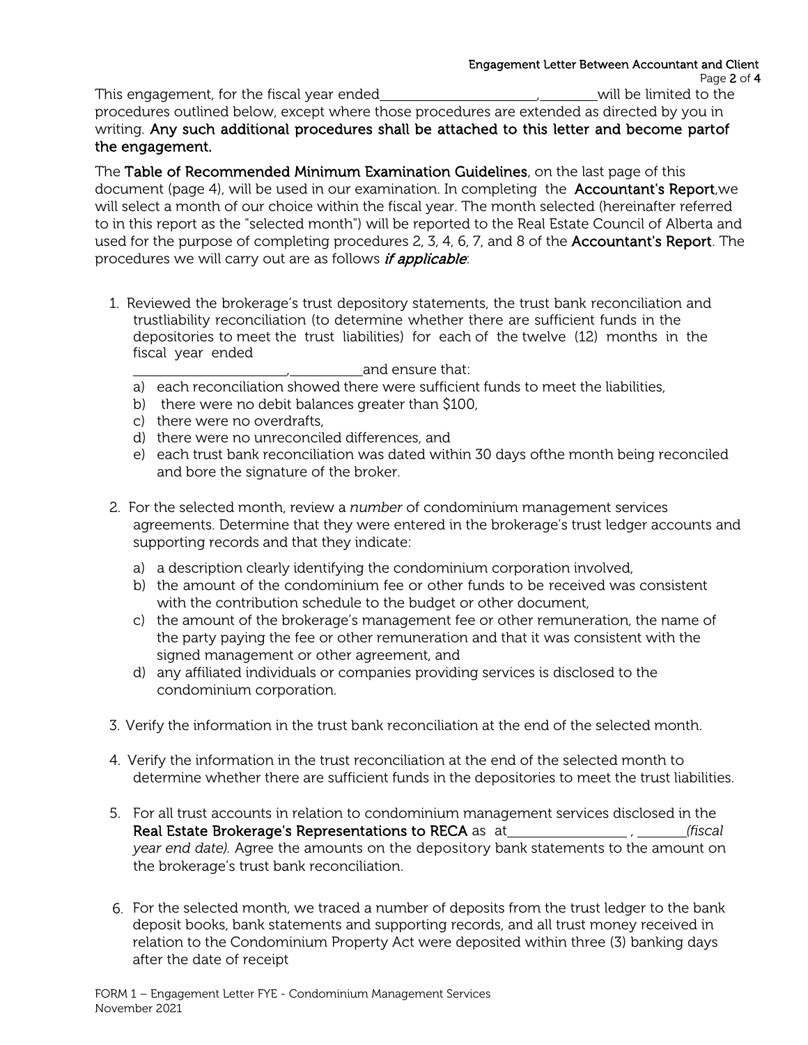This engagement, for the fiscal year ended______________________,________will be limited to the procedures outlined below, except where those procedures are extended as directed by you in writing. **Any such additional procedures shall be attached to this letter and become partof the engagement.**

The **Table of Recommended Minimum Examination Guidelines**, on the last page of this document (page 4), will be used in our examination. In completing the **Accountant's Report**,we will select a month of our choice within the fiscal year. The month selected (hereinafter referred to in this report as the "selected month") will be reported to the Real Estate Council of Alberta and used for the purpose of completing procedures 2, 3, 4, 6, 7, and 8 of the **Accountant's Report**. The procedures we will carry out are as follows ***if applicable***:

1. Reviewed the brokerage's trust depository statements, the trust bank reconciliation and trustliability reconciliation (to determine whether there are sufficient funds in the depositories to meet the trust liabilities) for each of the twelve (12) months in the fiscal year ended ______________________,__________and ensure that:
   a) each reconciliation showed there were sufficient funds to meet the liabilities,
   b) there were no debit balances greater than $100,
   c) there were no overdrafts,
   d) there were no unreconciled differences, and
   e) each trust bank reconciliation was dated within 30 days ofthe month being reconciled and bore the signature of the broker.

2. For the selected month, review a *number* of condominium management services agreements. Determine that they were entered in the brokerage's trust ledger accounts and supporting records and that they indicate:
   a) a description clearly identifying the condominium corporation involved,
   b) the amount of the condominium fee or other funds to be received was consistent with the contribution schedule to the budget or other document,
   c) the amount of the brokerage's management fee or other remuneration, the name of the party paying the fee or other remuneration and that it was consistent with the signed management or other agreement, and
   d) any affiliated individuals or companies providing services is disclosed to the condominium corporation.

3. Verify the information in the trust bank reconciliation at the end of the selected month.

4. Verify the information in the trust reconciliation at the end of the selected month to determine whether there are sufficient funds in the depositories to meet the trust liabilities.

5. For all trust accounts in relation to condominium management services disclosed in the **Real Estate Brokerage's Representations to RECA** as at________________ , _______*(fiscal year end date).* Agree the amounts on the depository bank statements to the amount on the brokerage's trust bank reconciliation.

6. For the selected month, we traced a number of deposits from the trust ledger to the bank deposit books, bank statements and supporting records, and all trust money received in relation to the Condominium Property Act were deposited within three (3) banking days after the date of receipt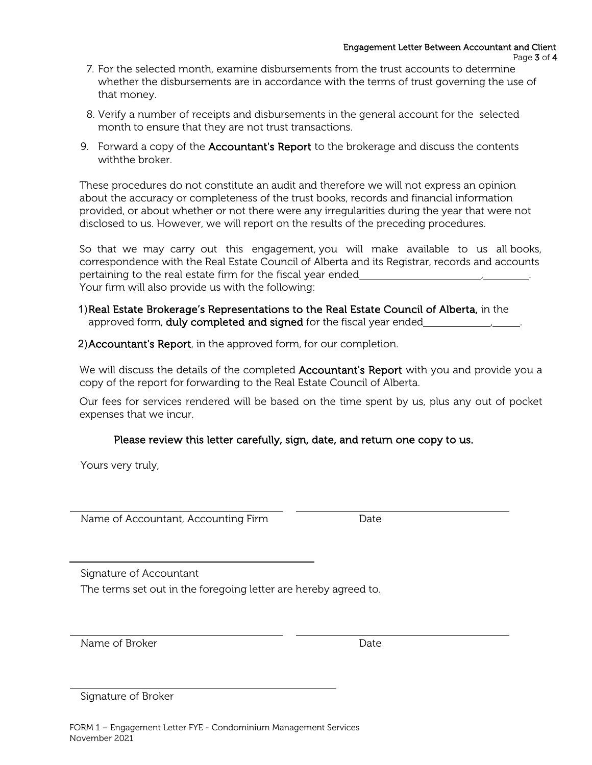7. For the selected month, examine disbursements from the trust accounts to determine whether the disbursements are in accordance with the terms of trust governing the use of that money.

8. Verify a number of receipts and disbursements in the general account for the selected month to ensure that they are not trust transactions.

9. Forward a copy of the **Accountant's Report** to the brokerage and discuss the contents withthe broker.

These procedures do not constitute an audit and therefore we will not express an opinion about the accuracy or completeness of the trust books, records and financial information provided, or about whether or not there were any irregularities during the year that were not disclosed to us. However, we will report on the results of the preceding procedures.

So that we may carry out this engagement, you will make available to us all books, correspondence with the Real Estate Council of Alberta and its Registrar, records and accounts pertaining to the real estate firm for the fiscal year ended________________________,_________. Your firm will also provide us with the following:

1) **Real Estate Brokerage's Representations to the Real Estate Council of Alberta,** in the approved form, **duly completed and signed** for the fiscal year ended_____________,______.

2) **Accountant's Report**, in the approved form, for our completion.

We will discuss the details of the completed **Accountant's Report** with you and provide you a copy of the report for forwarding to the Real Estate Council of Alberta.

Our fees for services rendered will be based on the time spent by us, plus any out of pocket expenses that we incur.

**Please review this letter carefully, sign, date, and return one copy to us.**

Yours very truly,

______________________________ ______________________________

Name of Accountant, Accounting Firm Date

______________________________

Signature of Accountant

The terms set out in the foregoing letter are hereby agreed to.

______________________________ ______________________________

Name of Broker Date

______________________________

Signature of Broker

FORM 1 – Engagement Letter FYE - Condominium Management Services
November 2021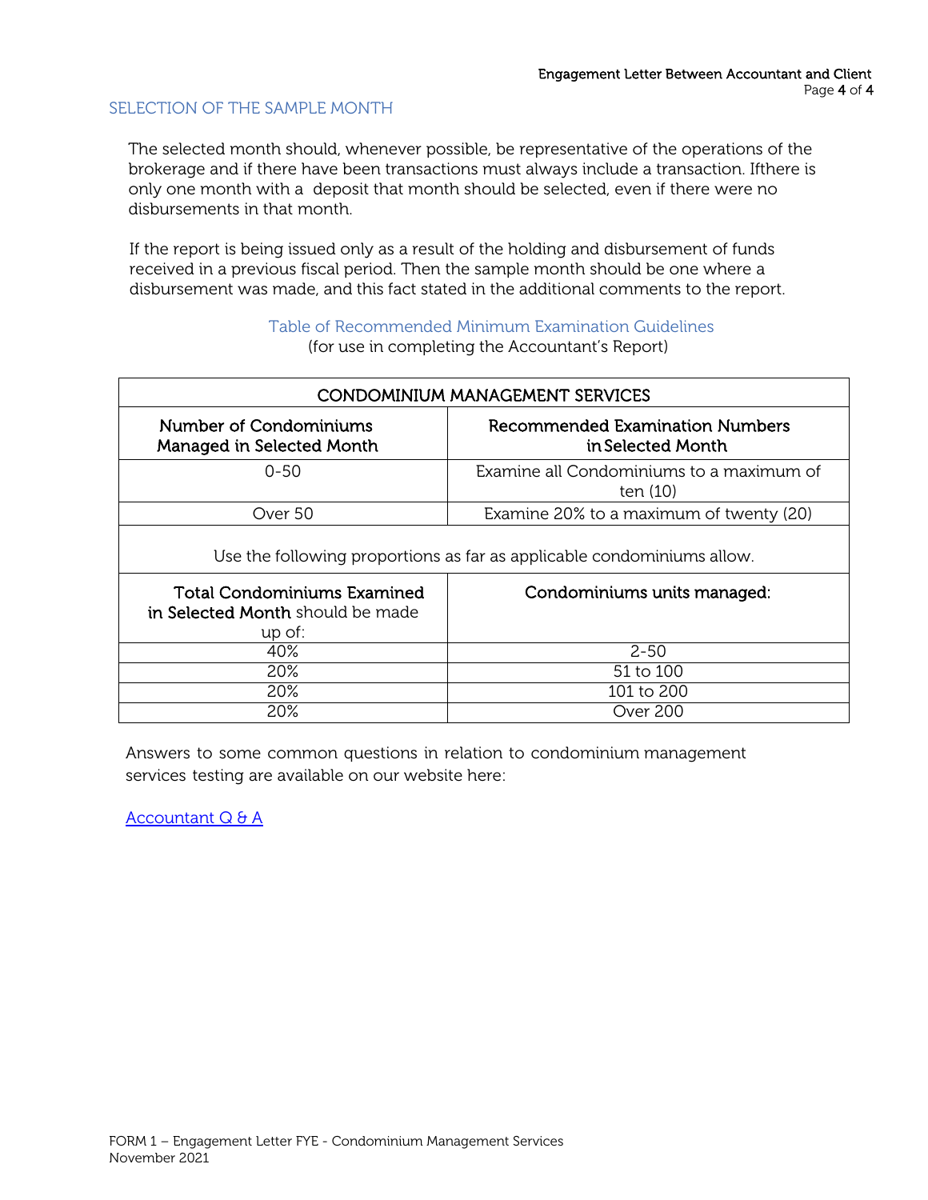## SELECTION OF THE SAMPLE MONTH

The selected month should, whenever possible, be representative of the operations of the brokerage and if there have been transactions must always include a transaction. Ifthere is only one month with a deposit that month should be selected, even if there were no disbursements in that month.

If the report is being issued only as a result of the holding and disbursement of funds received in a previous fiscal period. Then the sample month should be one where a disbursement was made, and this fact stated in the additional comments to the report.

### Table of Recommended Minimum Examination Guidelines

(for use in completing the Accountant's Report)

| CONDOMINIUM MANAGEMENT SERVICES | |
|---|---|
| **Number of Condominiums Managed in Selected Month** | **Recommended Examination Numbers in Selected Month** |
| 0-50 | Examine all Condominiums to a maximum of ten (10) |
| Over 50 | Examine 20% to a maximum of twenty (20) |
| Use the following proportions as far as applicable condominiums allow. | |
| **Total Condominiums Examined in Selected Month** should be made up of: | **Condominiums units managed:** |
| 40% | 2-50 |
| 20% | 51 to 100 |
| 20% | 101 to 200 |
| 20% | Over 200 |

Answers to some common questions in relation to condominium management services testing are available on our website here:

[Accountant Q & A]